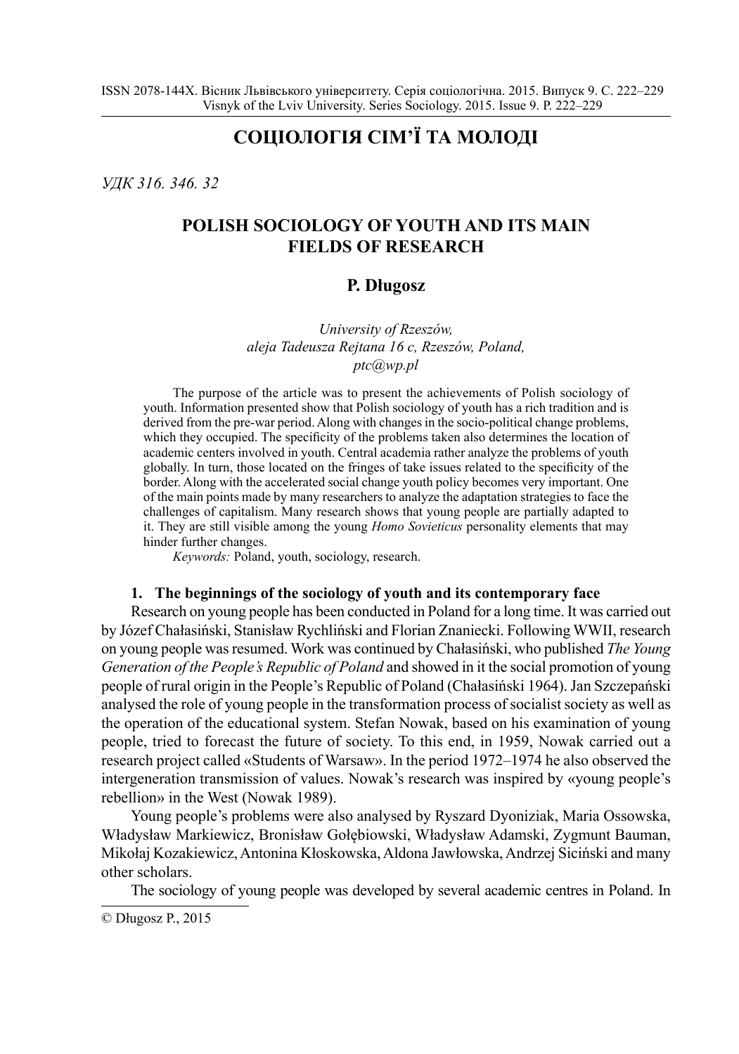## СОЦІОЛОГІЯ СІМ'Ї ТА МОЛОДІ

*УДК 316. 346. 32*

# POLISH SOCIOLOGY OF YOUTH AND ITS MAIN FIELDS OF RESEARCH

**P. Długosz**

*University of Rzeszów,*
*aleja Tadeusza Rejtana 16 c, Rzeszów, Poland,*
*ptc@wp.pl*

The purpose of the article was to present the achievements of Polish sociology of youth. Information presented show that Polish sociology of youth has a rich tradition and is derived from the pre-war period. Along with changes in the socio-political change problems, which they occupied. The specificity of the problems taken also determines the location of academic centers involved in youth. Central academia rather analyze the problems of youth globally. In turn, those located on the fringes of take issues related to the specificity of the border. Along with the accelerated social change youth policy becomes very important. One of the main points made by many researchers to analyze the adaptation strategies to face the challenges of capitalism. Many research shows that young people are partially adapted to it. They are still visible among the young *Homo Sovieticus* personality elements that may hinder further changes.

*Keywords:* Poland, youth, sociology, research.

### 1. The beginnings of the sociology of youth and its contemporary face

Research on young people has been conducted in Poland for a long time. It was carried out by Józef Chałasiński, Stanisław Rychliński and Florian Znaniecki. Following WWII, research on young people was resumed. Work was continued by Chałasiński, who published *The Young Generation of the People's Republic of Poland* and showed in it the social promotion of young people of rural origin in the People's Republic of Poland (Chałasiński 1964). Jan Szczepański analysed the role of young people in the transformation process of socialist society as well as the operation of the educational system. Stefan Nowak, based on his examination of young people, tried to forecast the future of society. To this end, in 1959, Nowak carried out a research project called «Students of Warsaw». In the period 1972–1974 he also observed the intergeneration transmission of values. Nowak's research was inspired by «young people's rebellion» in the West (Nowak 1989).

Young people's problems were also analysed by Ryszard Dyoniziak, Maria Ossowska, Władysław Markiewicz, Bronisław Gołębiowski, Władysław Adamski, Zygmunt Bauman, Mikołaj Kozakiewicz, Antonina Kłoskowska, Aldona Jawłowska, Andrzej Siciński and many other scholars.

The sociology of young people was developed by several academic centres in Poland. In

© Długosz P., 2015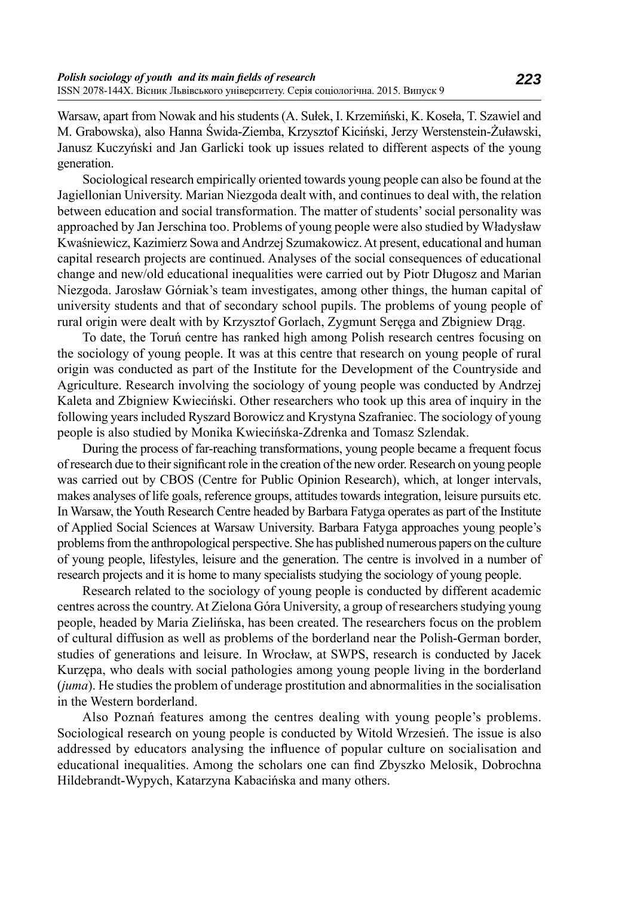Warsaw, apart from Nowak and his students (A. Sułek, I. Krzemiński, K. Koseła, T. Szawiel and M. Grabowska), also Hanna Świda-Ziemba, Krzysztof Kiciński, Jerzy Werstenstein-Żuławski, Janusz Kuczyński and Jan Garlicki took up issues related to different aspects of the young generation.

Sociological research empirically oriented towards young people can also be found at the Jagiellonian University. Marian Niezgoda dealt with, and continues to deal with, the relation between education and social transformation. The matter of students' social personality was approached by Jan Jerschina too. Problems of young people were also studied by Władysław Kwaśniewicz, Kazimierz Sowa and Andrzej Szumakowicz. At present, educational and human capital research projects are continued. Analyses of the social consequences of educational change and new/old educational inequalities were carried out by Piotr Długosz and Marian Niezgoda. Jarosław Górniak's team investigates, among other things, the human capital of university students and that of secondary school pupils. The problems of young people of rural origin were dealt with by Krzysztof Gorlach, Zygmunt Seręga and Zbigniew Drąg.

To date, the Toruń centre has ranked high among Polish research centres focusing on the sociology of young people. It was at this centre that research on young people of rural origin was conducted as part of the Institute for the Development of the Countryside and Agriculture. Research involving the sociology of young people was conducted by Andrzej Kaleta and Zbigniew Kwieciński. Other researchers who took up this area of inquiry in the following years included Ryszard Borowicz and Krystyna Szafraniec. The sociology of young people is also studied by Monika Kwiecińska-Zdrenka and Tomasz Szlendak.

During the process of far-reaching transformations, young people became a frequent focus of research due to their significant role in the creation of the new order. Research on young people was carried out by CBOS (Centre for Public Opinion Research), which, at longer intervals, makes analyses of life goals, reference groups, attitudes towards integration, leisure pursuits etc. In Warsaw, the Youth Research Centre headed by Barbara Fatyga operates as part of the Institute of Applied Social Sciences at Warsaw University. Barbara Fatyga approaches young people's problems from the anthropological perspective. She has published numerous papers on the culture of young people, lifestyles, leisure and the generation. The centre is involved in a number of research projects and it is home to many specialists studying the sociology of young people.

Research related to the sociology of young people is conducted by different academic centres across the country. At Zielona Góra University, a group of researchers studying young people, headed by Maria Zielińska, has been created. The researchers focus on the problem of cultural diffusion as well as problems of the borderland near the Polish-German border, studies of generations and leisure. In Wrocław, at SWPS, research is conducted by Jacek Kurzępa, who deals with social pathologies among young people living in the borderland (*juma*). He studies the problem of underage prostitution and abnormalities in the socialisation in the Western borderland.

Also Poznań features among the centres dealing with young people's problems. Sociological research on young people is conducted by Witold Wrzesień. The issue is also addressed by educators analysing the influence of popular culture on socialisation and educational inequalities. Among the scholars one can find Zbyszko Melosik, Dobrochna Hildebrandt-Wypych, Katarzyna Kabacińska and many others.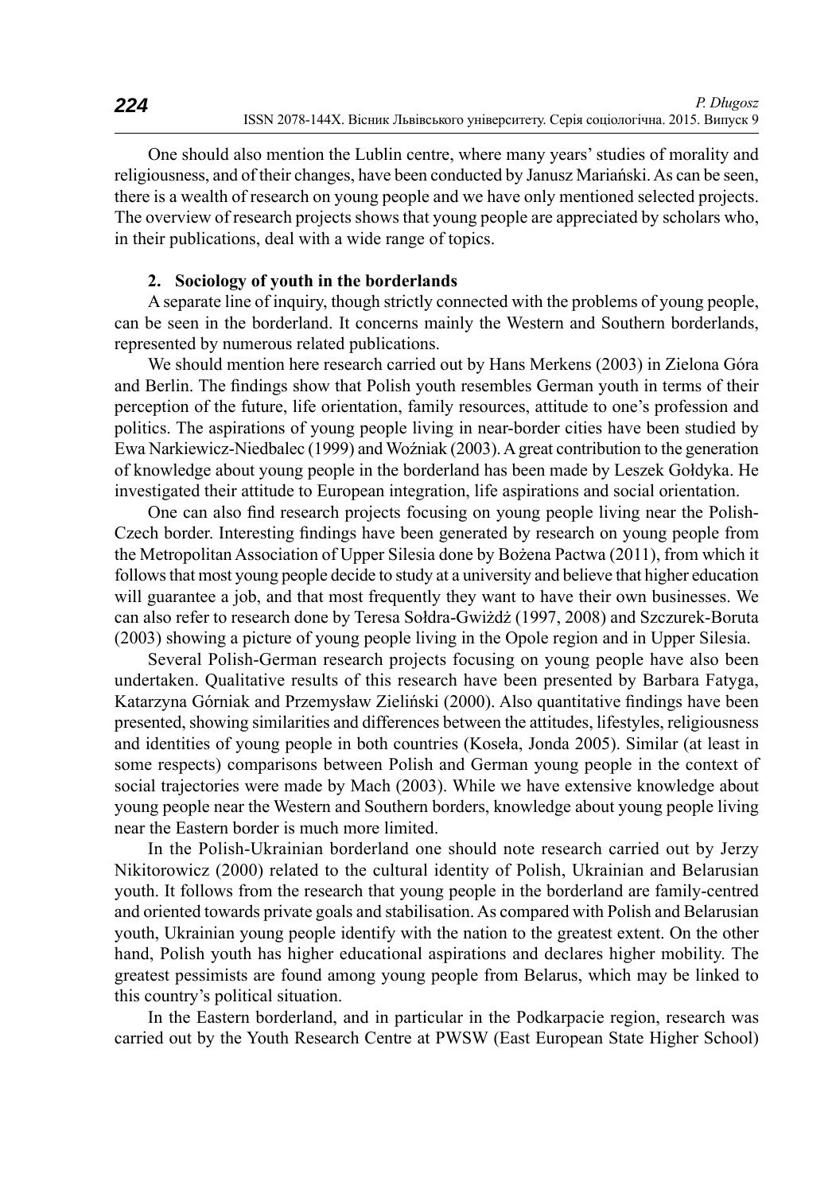One should also mention the Lublin centre, where many years' studies of morality and religiousness, and of their changes, have been conducted by Janusz Mariański. As can be seen, there is a wealth of research on young people and we have only mentioned selected projects. The overview of research projects shows that young people are appreciated by scholars who, in their publications, deal with a wide range of topics.

## 2. Sociology of youth in the borderlands

A separate line of inquiry, though strictly connected with the problems of young people, can be seen in the borderland. It concerns mainly the Western and Southern borderlands, represented by numerous related publications.

We should mention here research carried out by Hans Merkens (2003) in Zielona Góra and Berlin. The findings show that Polish youth resembles German youth in terms of their perception of the future, life orientation, family resources, attitude to one's profession and politics. The aspirations of young people living in near-border cities have been studied by Ewa Narkiewicz-Niedbalec (1999) and Woźniak (2003). A great contribution to the generation of knowledge about young people in the borderland has been made by Leszek Gołdyka. He investigated their attitude to European integration, life aspirations and social orientation.

One can also find research projects focusing on young people living near the Polish-Czech border. Interesting findings have been generated by research on young people from the Metropolitan Association of Upper Silesia done by Bożena Pactwa (2011), from which it follows that most young people decide to study at a university and believe that higher education will guarantee a job, and that most frequently they want to have their own businesses. We can also refer to research done by Teresa Sołdra-Gwiżdż (1997, 2008) and Szczurek-Boruta (2003) showing a picture of young people living in the Opole region and in Upper Silesia.

Several Polish-German research projects focusing on young people have also been undertaken. Qualitative results of this research have been presented by Barbara Fatyga, Katarzyna Górniak and Przemysław Zieliński (2000). Also quantitative findings have been presented, showing similarities and differences between the attitudes, lifestyles, religiousness and identities of young people in both countries (Koseła, Jonda 2005). Similar (at least in some respects) comparisons between Polish and German young people in the context of social trajectories were made by Mach (2003). While we have extensive knowledge about young people near the Western and Southern borders, knowledge about young people living near the Eastern border is much more limited.

In the Polish-Ukrainian borderland one should note research carried out by Jerzy Nikitorowicz (2000) related to the cultural identity of Polish, Ukrainian and Belarusian youth. It follows from the research that young people in the borderland are family-centred and oriented towards private goals and stabilisation. As compared with Polish and Belarusian youth, Ukrainian young people identify with the nation to the greatest extent. On the other hand, Polish youth has higher educational aspirations and declares higher mobility. The greatest pessimists are found among young people from Belarus, which may be linked to this country's political situation.

In the Eastern borderland, and in particular in the Podkarpacie region, research was carried out by the Youth Research Centre at PWSW (East European State Higher School)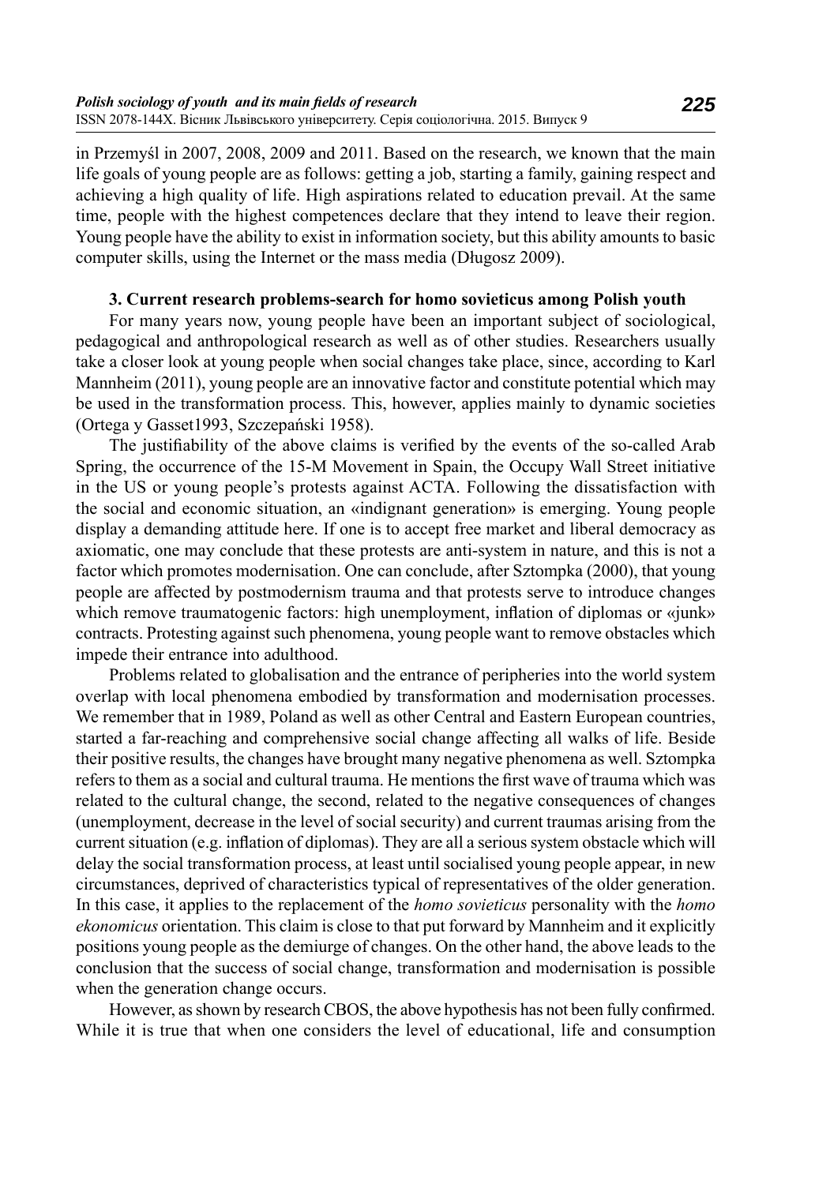in Przemyśl in 2007, 2008, 2009 and 2011. Based on the research, we known that the main life goals of young people are as follows: getting a job, starting a family, gaining respect and achieving a high quality of life. High aspirations related to education prevail. At the same time, people with the highest competences declare that they intend to leave their region. Young people have the ability to exist in information society, but this ability amounts to basic computer skills, using the Internet or the mass media (Długosz 2009).

### 3. Current research problems-search for homo sovieticus among Polish youth

For many years now, young people have been an important subject of sociological, pedagogical and anthropological research as well as of other studies. Researchers usually take a closer look at young people when social changes take place, since, according to Karl Mannheim (2011), young people are an innovative factor and constitute potential which may be used in the transformation process. This, however, applies mainly to dynamic societies (Ortega y Gasset1993, Szczepański 1958).

The justifiability of the above claims is verified by the events of the so-called Arab Spring, the occurrence of the 15-M Movement in Spain, the Occupy Wall Street initiative in the US or young people's protests against ACTA. Following the dissatisfaction with the social and economic situation, an «indignant generation» is emerging. Young people display a demanding attitude here. If one is to accept free market and liberal democracy as axiomatic, one may conclude that these protests are anti-system in nature, and this is not a factor which promotes modernisation. One can conclude, after Sztompka (2000), that young people are affected by postmodernism trauma and that protests serve to introduce changes which remove traumatogenic factors: high unemployment, inflation of diplomas or «junk» contracts. Protesting against such phenomena, young people want to remove obstacles which impede their entrance into adulthood.

Problems related to globalisation and the entrance of peripheries into the world system overlap with local phenomena embodied by transformation and modernisation processes. We remember that in 1989, Poland as well as other Central and Eastern European countries, started a far-reaching and comprehensive social change affecting all walks of life. Beside their positive results, the changes have brought many negative phenomena as well. Sztompka refers to them as a social and cultural trauma. He mentions the first wave of trauma which was related to the cultural change, the second, related to the negative consequences of changes (unemployment, decrease in the level of social security) and current traumas arising from the current situation (e.g. inflation of diplomas). They are all a serious system obstacle which will delay the social transformation process, at least until socialised young people appear, in new circumstances, deprived of characteristics typical of representatives of the older generation. In this case, it applies to the replacement of the *homo sovieticus* personality with the *homo ekonomicus* orientation. This claim is close to that put forward by Mannheim and it explicitly positions young people as the demiurge of changes. On the other hand, the above leads to the conclusion that the success of social change, transformation and modernisation is possible when the generation change occurs.

However, as shown by research CBOS, the above hypothesis has not been fully confirmed. While it is true that when one considers the level of educational, life and consumption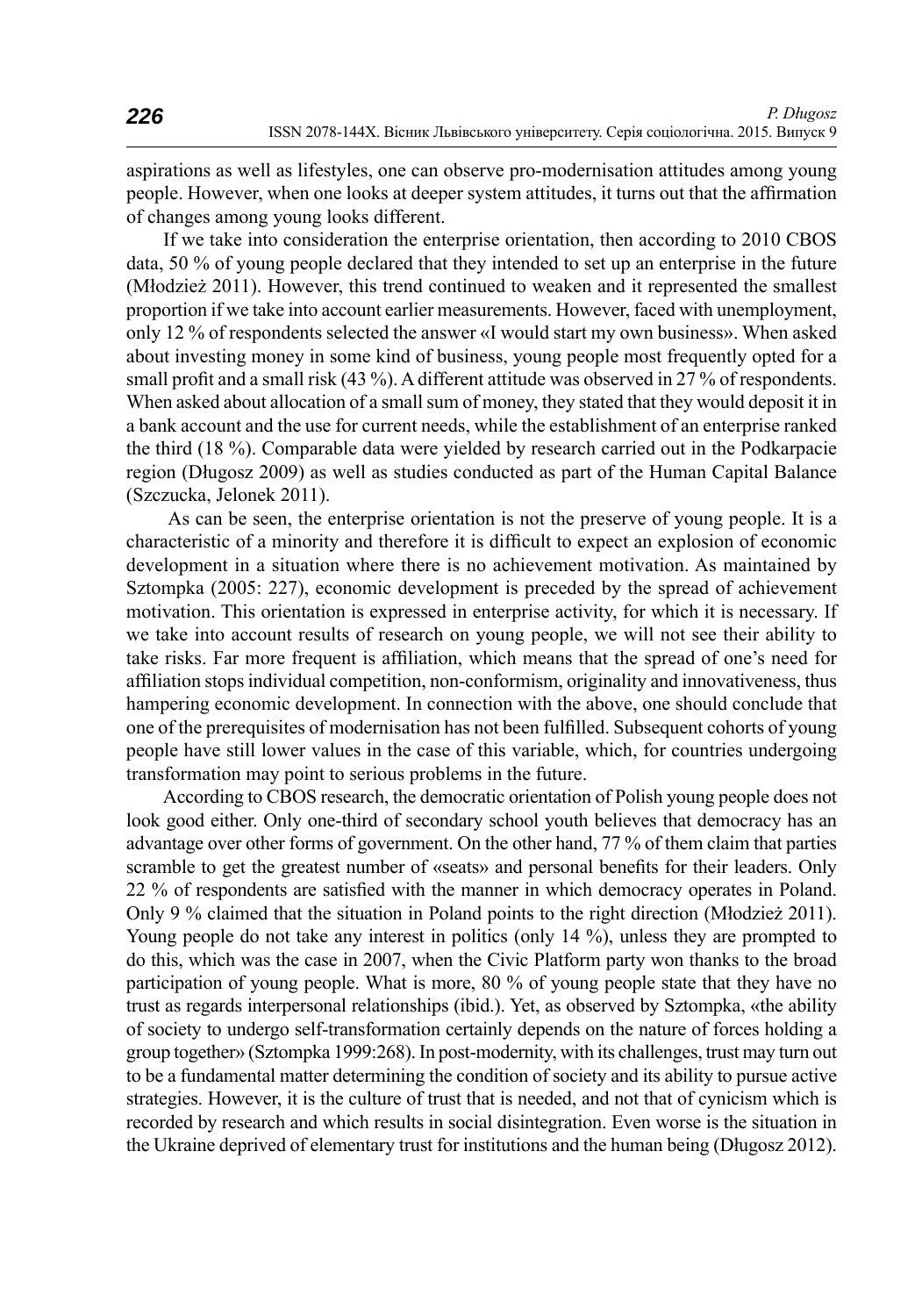aspirations as well as lifestyles, one can observe pro-modernisation attitudes among young people. However, when one looks at deeper system attitudes, it turns out that the affirmation of changes among young looks different.

If we take into consideration the enterprise orientation, then according to 2010 CBOS data, 50 % of young people declared that they intended to set up an enterprise in the future (Młodzież 2011). However, this trend continued to weaken and it represented the smallest proportion if we take into account earlier measurements. However, faced with unemployment, only 12 % of respondents selected the answer «I would start my own business». When asked about investing money in some kind of business, young people most frequently opted for a small profit and a small risk (43 %). A different attitude was observed in 27 % of respondents. When asked about allocation of a small sum of money, they stated that they would deposit it in a bank account and the use for current needs, while the establishment of an enterprise ranked the third (18 %). Comparable data were yielded by research carried out in the Podkarpacie region (Długosz 2009) as well as studies conducted as part of the Human Capital Balance (Szczucka, Jelonek 2011).

As can be seen, the enterprise orientation is not the preserve of young people. It is a characteristic of a minority and therefore it is difficult to expect an explosion of economic development in a situation where there is no achievement motivation. As maintained by Sztompka (2005: 227), economic development is preceded by the spread of achievement motivation. This orientation is expressed in enterprise activity, for which it is necessary. If we take into account results of research on young people, we will not see their ability to take risks. Far more frequent is affiliation, which means that the spread of one's need for affiliation stops individual competition, non-conformism, originality and innovativeness, thus hampering economic development. In connection with the above, one should conclude that one of the prerequisites of modernisation has not been fulfilled. Subsequent cohorts of young people have still lower values in the case of this variable, which, for countries undergoing transformation may point to serious problems in the future.

According to CBOS research, the democratic orientation of Polish young people does not look good either. Only one-third of secondary school youth believes that democracy has an advantage over other forms of government. On the other hand, 77 % of them claim that parties scramble to get the greatest number of «seats» and personal benefits for their leaders. Only 22 % of respondents are satisfied with the manner in which democracy operates in Poland. Only 9 % claimed that the situation in Poland points to the right direction (Młodzież 2011). Young people do not take any interest in politics (only 14 %), unless they are prompted to do this, which was the case in 2007, when the Civic Platform party won thanks to the broad participation of young people. What is more, 80 % of young people state that they have no trust as regards interpersonal relationships (ibid.). Yet, as observed by Sztompka, «the ability of society to undergo self-transformation certainly depends on the nature of forces holding a group together» (Sztompka 1999:268). In post-modernity, with its challenges, trust may turn out to be a fundamental matter determining the condition of society and its ability to pursue active strategies. However, it is the culture of trust that is needed, and not that of cynicism which is recorded by research and which results in social disintegration. Even worse is the situation in the Ukraine deprived of elementary trust for institutions and the human being (Długosz 2012).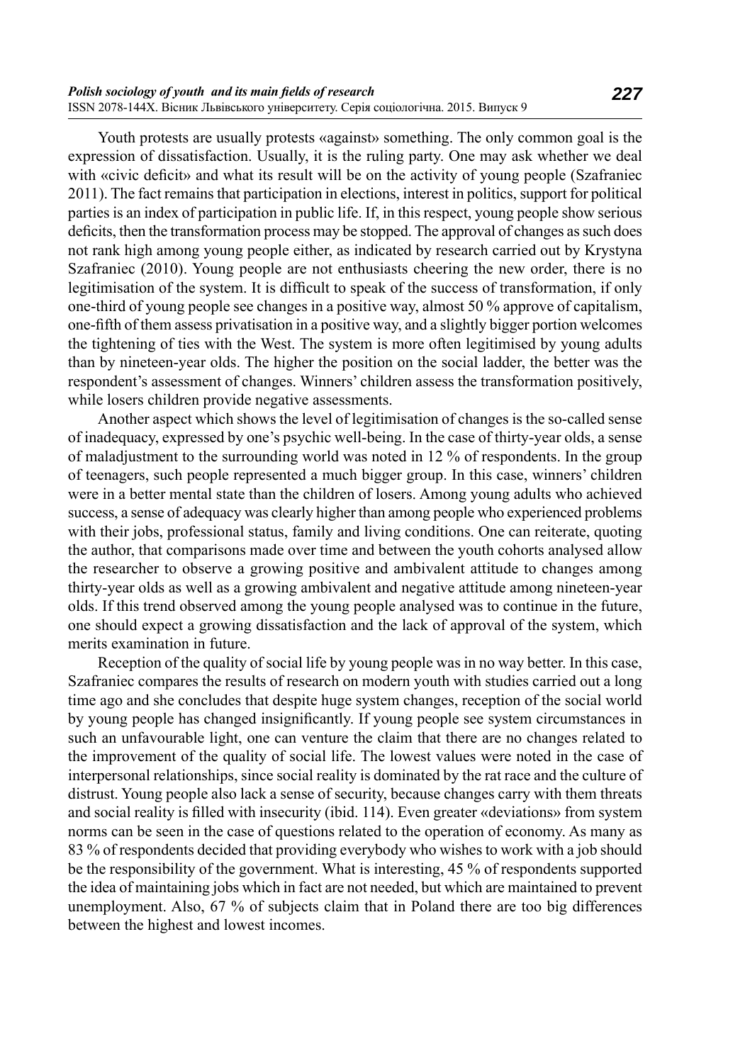Youth protests are usually protests «against» something. The only common goal is the expression of dissatisfaction. Usually, it is the ruling party. One may ask whether we deal with «civic deficit» and what its result will be on the activity of young people (Szafraniec 2011). The fact remains that participation in elections, interest in politics, support for political parties is an index of participation in public life. If, in this respect, young people show serious deficits, then the transformation process may be stopped. The approval of changes as such does not rank high among young people either, as indicated by research carried out by Krystyna Szafraniec (2010). Young people are not enthusiasts cheering the new order, there is no legitimisation of the system. It is difficult to speak of the success of transformation, if only one-third of young people see changes in a positive way, almost 50 % approve of capitalism, one-fifth of them assess privatisation in a positive way, and a slightly bigger portion welcomes the tightening of ties with the West. The system is more often legitimised by young adults than by nineteen-year olds. The higher the position on the social ladder, the better was the respondent's assessment of changes. Winners' children assess the transformation positively, while losers children provide negative assessments.

Another aspect which shows the level of legitimisation of changes is the so-called sense of inadequacy, expressed by one's psychic well-being. In the case of thirty-year olds, a sense of maladjustment to the surrounding world was noted in 12 % of respondents. In the group of teenagers, such people represented a much bigger group. In this case, winners' children were in a better mental state than the children of losers. Among young adults who achieved success, a sense of adequacy was clearly higher than among people who experienced problems with their jobs, professional status, family and living conditions. One can reiterate, quoting the author, that comparisons made over time and between the youth cohorts analysed allow the researcher to observe a growing positive and ambivalent attitude to changes among thirty-year olds as well as a growing ambivalent and negative attitude among nineteen-year olds. If this trend observed among the young people analysed was to continue in the future, one should expect a growing dissatisfaction and the lack of approval of the system, which merits examination in future.

Reception of the quality of social life by young people was in no way better. In this case, Szafraniec compares the results of research on modern youth with studies carried out a long time ago and she concludes that despite huge system changes, reception of the social world by young people has changed insignificantly. If young people see system circumstances in such an unfavourable light, one can venture the claim that there are no changes related to the improvement of the quality of social life. The lowest values were noted in the case of interpersonal relationships, since social reality is dominated by the rat race and the culture of distrust. Young people also lack a sense of security, because changes carry with them threats and social reality is filled with insecurity (ibid. 114). Even greater «deviations» from system norms can be seen in the case of questions related to the operation of economy. As many as 83 % of respondents decided that providing everybody who wishes to work with a job should be the responsibility of the government. What is interesting, 45 % of respondents supported the idea of maintaining jobs which in fact are not needed, but which are maintained to prevent unemployment. Also, 67 % of subjects claim that in Poland there are too big differences between the highest and lowest incomes.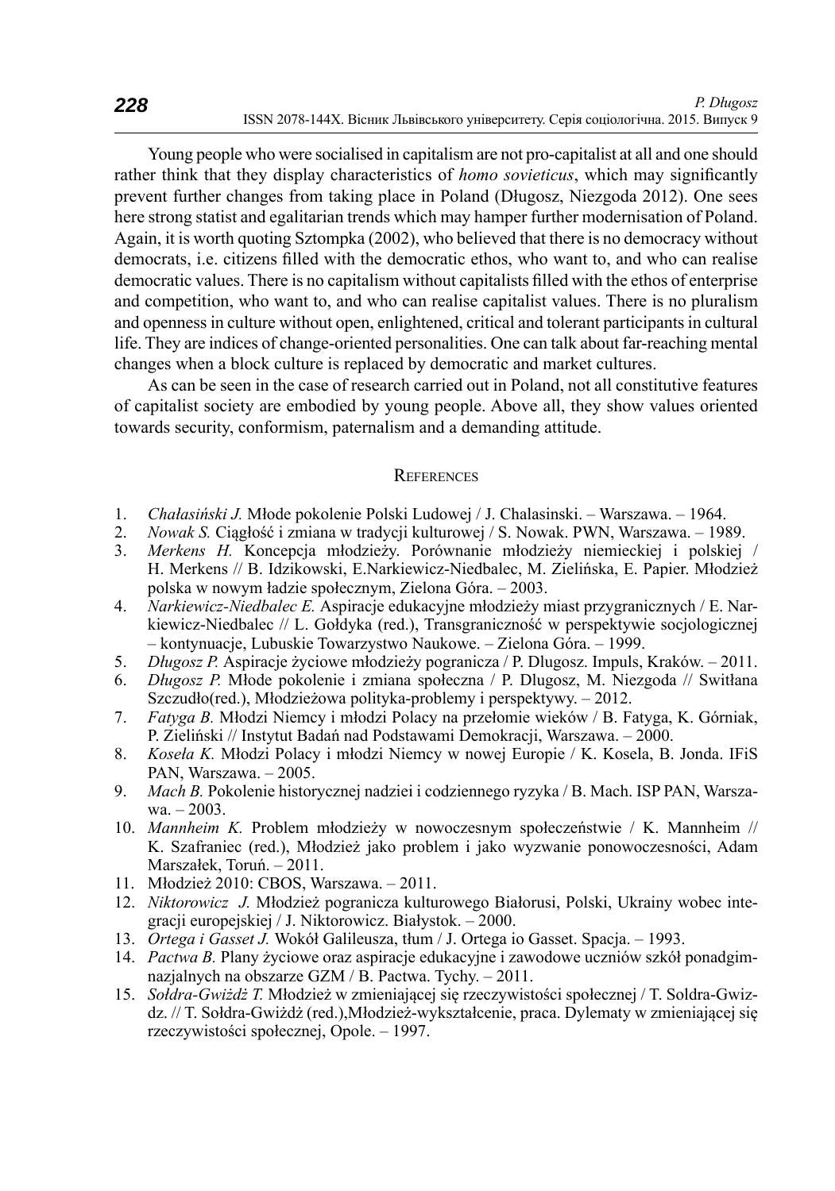Young people who were socialised in capitalism are not pro-capitalist at all and one should rather think that they display characteristics of *homo sovieticus*, which may significantly prevent further changes from taking place in Poland (Długosz, Niezgoda 2012). One sees here strong statist and egalitarian trends which may hamper further modernisation of Poland. Again, it is worth quoting Sztompka (2002), who believed that there is no democracy without democrats, i.e. citizens filled with the democratic ethos, who want to, and who can realise democratic values. There is no capitalism without capitalists filled with the ethos of enterprise and competition, who want to, and who can realise capitalist values. There is no pluralism and openness in culture without open, enlightened, critical and tolerant participants in cultural life. They are indices of change-oriented personalities. One can talk about far-reaching mental changes when a block culture is replaced by democratic and market cultures.

As can be seen in the case of research carried out in Poland, not all constitutive features of capitalist society are embodied by young people. Above all, they show values oriented towards security, conformism, paternalism and a demanding attitude.

## References

1. *Chałasiński J.* Młode pokolenie Polski Ludowej / J. Chalasinski. – Warszawa. – 1964.
2. *Nowak S.* Ciągłość i zmiana w tradycji kulturowej / S. Nowak. PWN, Warszawa. – 1989.
3. *Merkens H.* Koncepcja młodzieży. Porównanie młodzieży niemieckiej i polskiej / H. Merkens // B. Idzikowski, E.Narkiewicz-Niedbalec, M. Zielińska, E. Papier. Młodzież polska w nowym ładzie społecznym, Zielona Góra. – 2003.
4. *Narkiewicz-Niedbalec E.* Aspiracje edukacyjne młodzieży miast przygranicznych / E. Narkiewicz-Niedbalec // L. Gołdyka (red.), Transgraniczność w perspektywie socjologicznej – kontynuacje, Lubuskie Towarzystwo Naukowe. – Zielona Góra. – 1999.
5. *Długosz P.* Aspiracje życiowe młodzieży pogranicza / P. Dlugosz. Impuls, Kraków. – 2011.
6. *Długosz P.* Młode pokolenie i zmiana społeczna / P. Dlugosz, M. Niezgoda // Switłana Szczudło(red.), Młodzieżowa polityka-problemy i perspektywy. – 2012.
7. *Fatyga B.* Młodzi Niemcy i młodzi Polacy na przełomie wieków / B. Fatyga, K. Górniak, P. Zieliński // Instytut Badań nad Podstawami Demokracji, Warszawa. – 2000.
8. *Koseła K.* Młodzi Polacy i młodzi Niemcy w nowej Europie / K. Kosela, B. Jonda. IFiS PAN, Warszawa. – 2005.
9. *Mach B.* Pokolenie historycznej nadziei i codziennego ryzyka / B. Mach. ISP PAN, Warszawa. – 2003.
10. *Mannheim K.* Problem młodzieży w nowoczesnym społeczeństwie / K. Mannheim // K. Szafraniec (red.), Młodzież jako problem i jako wyzwanie ponowoczesności, Adam Marszałek, Toruń. – 2011.
11. Młodzież 2010: CBOS, Warszawa. – 2011.
12. *Niktorowicz J.* Młodzież pogranicza kulturowego Białorusi, Polski, Ukrainy wobec integracji europejskiej / J. Niktorowicz. Białystok. – 2000.
13. *Ortega i Gasset J.* Wokół Galileusza, tłum / J. Ortega io Gasset. Spacja. – 1993.
14. *Pactwa B.* Plany życiowe oraz aspiracje edukacyjne i zawodowe uczniów szkół ponadgimnazjalnych na obszarze GZM / B. Pactwa. Tychy. – 2011.
15. *Sołdra-Gwiżdż T.* Młodzież w zmieniającej się rzeczywistości społecznej / T. Soldra-Gwizdz. // T. Sołdra-Gwiżdż (red.),Młodzież-wykształcenie, praca. Dylematy w zmieniającej się rzeczywistości społecznej, Opole. – 1997.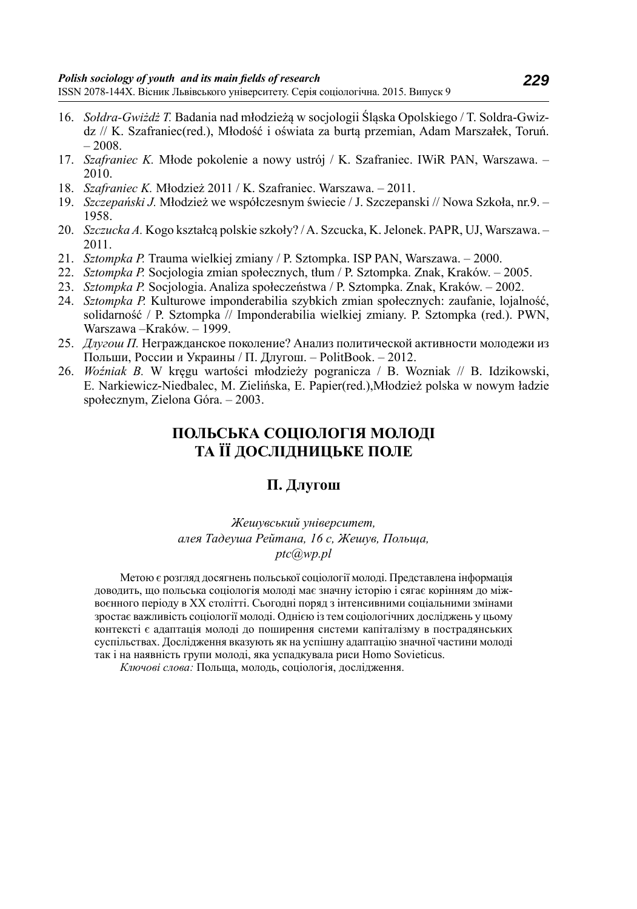16. *Sołdra-Gwiżdż T.* Badania nad młodzieżą w socjologii Śląska Opolskiego / T. Soldra-Gwizdz // K. Szafraniec(red.), Młodość i oświata za burtą przemian, Adam Marszałek, Toruń. – 2008.
17. *Szafraniec K.* Młode pokolenie a nowy ustrój / K. Szafraniec. IWiR PAN, Warszawa. – 2010.
18. *Szafraniec K.* Młodzież 2011 / K. Szafraniec. Warszawa. – 2011.
19. *Szczepański J.* Młodzież we współczesnym świecie / J. Szczepanski // Nowa Szkoła, nr.9. – 1958.
20. *Szczucka A.* Kogo kształcą polskie szkoły? / A. Szcucka, K. Jelonek. PAPR, UJ, Warszawa. – 2011.
21. *Sztompka P.* Trauma wielkiej zmiany / P. Sztompka. ISP PAN, Warszawa. – 2000.
22. *Sztompka P.* Socjologia zmian społecznych, tłum / P. Sztompka. Znak, Kraków. – 2005.
23. *Sztompka P.* Socjologia. Analiza społeczeństwa / P. Sztompka. Znak, Kraków. – 2002.
24. *Sztompka P.* Kulturowe imponderabilia szybkich zmian społecznych: zaufanie, lojalność, solidarność / P. Sztompka // Imponderabilia wielkiej zmiany. P. Sztompka (red.). PWN, Warszawa –Kraków. – 1999.
25. *Длугош П.* Неграждансκое поколение? Анализ политической активности молодежи из Польши, России и Украины / П. Длугош. – PolitBook. – 2012.
26. *Woźniak B.* W kręgu wartości młodzieży pogranicza / B. Wozniak // B. Idzikowski, E. Narkiewicz-Niedbalec, M. Zielińska, E. Papier(red.),Młodzież polska w nowym ładzie społecznym, Zielona Góra. – 2003.

## ПОЛЬСЬКА СОЦІОЛОГІЯ МОЛОДІ ТА ЇЇ ДОСЛІДНИЦЬКЕ ПОЛЕ

### П. Длугош

*Жешувський університет,*
*алея Тадеуша Рейтана, 16 с, Жешув, Польща,*
*ptc@wp.pl*

Метою є розгляд досягнень польської соціології молоді. Представлена інформація доводить, що польська соціологія молоді має значну історію і сягає корінням до міжвоєнного періоду в ХХ столітті. Сьогодні поряд з інтенсивними соціальними змінами зростає важливість соціології молоді. Однією із тем соціологічних досліджень у цьому контексті є адаптація молоді до поширення системи капіталізму в пострадянських суспільствах. Дослідження вказують як на успішну адаптацію значної частини молоді так і на наявність групи молоді, яка успадкувала риси Homo Sovieticus.

*Ключові слова:* Польща, молодь, соціологія, дослідження.